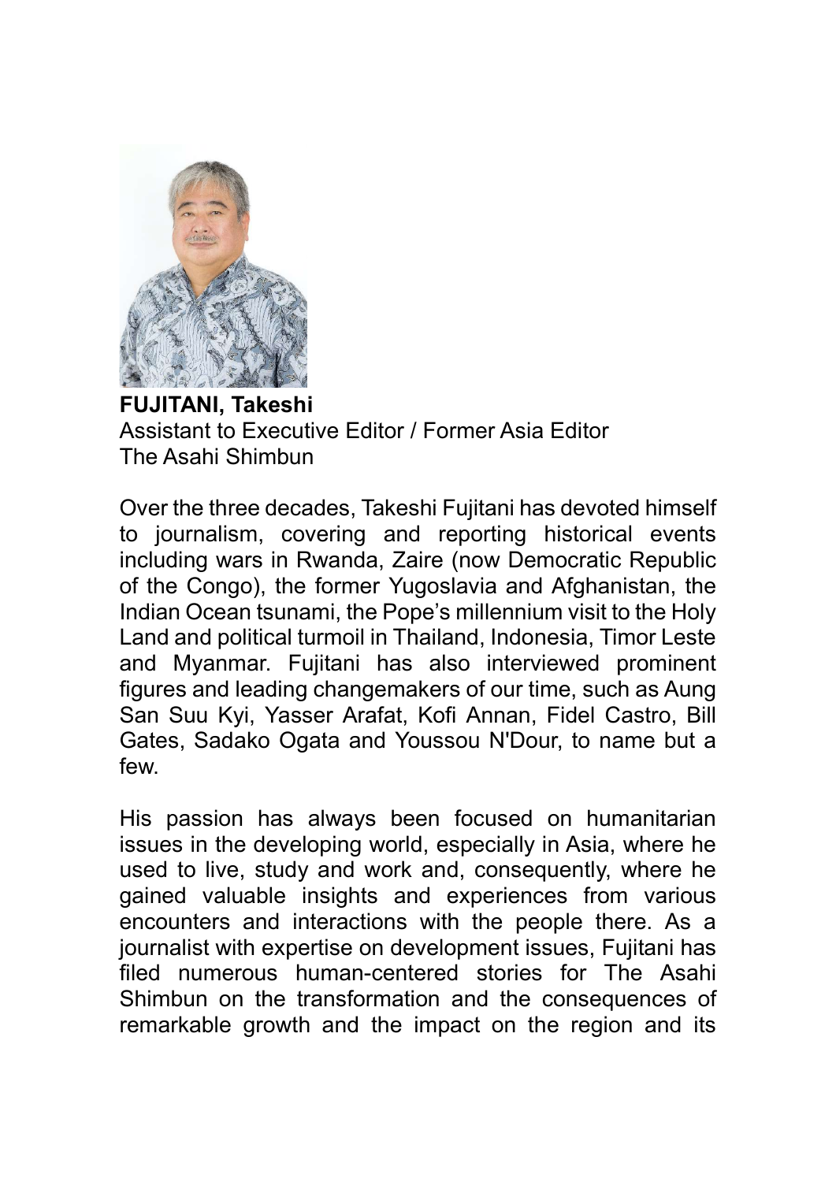**FUJITANI, Takeshi**
Assistant to Executive Editor / Former Asia Editor
The Asahi Shimbun

Over the three decades, Takeshi Fujitani has devoted himself to journalism, covering and reporting historical events including wars in Rwanda, Zaire (now Democratic Republic of the Congo), the former Yugoslavia and Afghanistan, the Indian Ocean tsunami, the Pope's millennium visit to the Holy Land and political turmoil in Thailand, Indonesia, Timor Leste and Myanmar. Fujitani has also interviewed prominent figures and leading changemakers of our time, such as Aung San Suu Kyi, Yasser Arafat, Kofi Annan, Fidel Castro, Bill Gates, Sadako Ogata and Youssou N'Dour, to name but a few.

His passion has always been focused on humanitarian issues in the developing world, especially in Asia, where he used to live, study and work and, consequently, where he gained valuable insights and experiences from various encounters and interactions with the people there. As a journalist with expertise on development issues, Fujitani has filed numerous human-centered stories for The Asahi Shimbun on the transformation and the consequences of remarkable growth and the impact on the region and its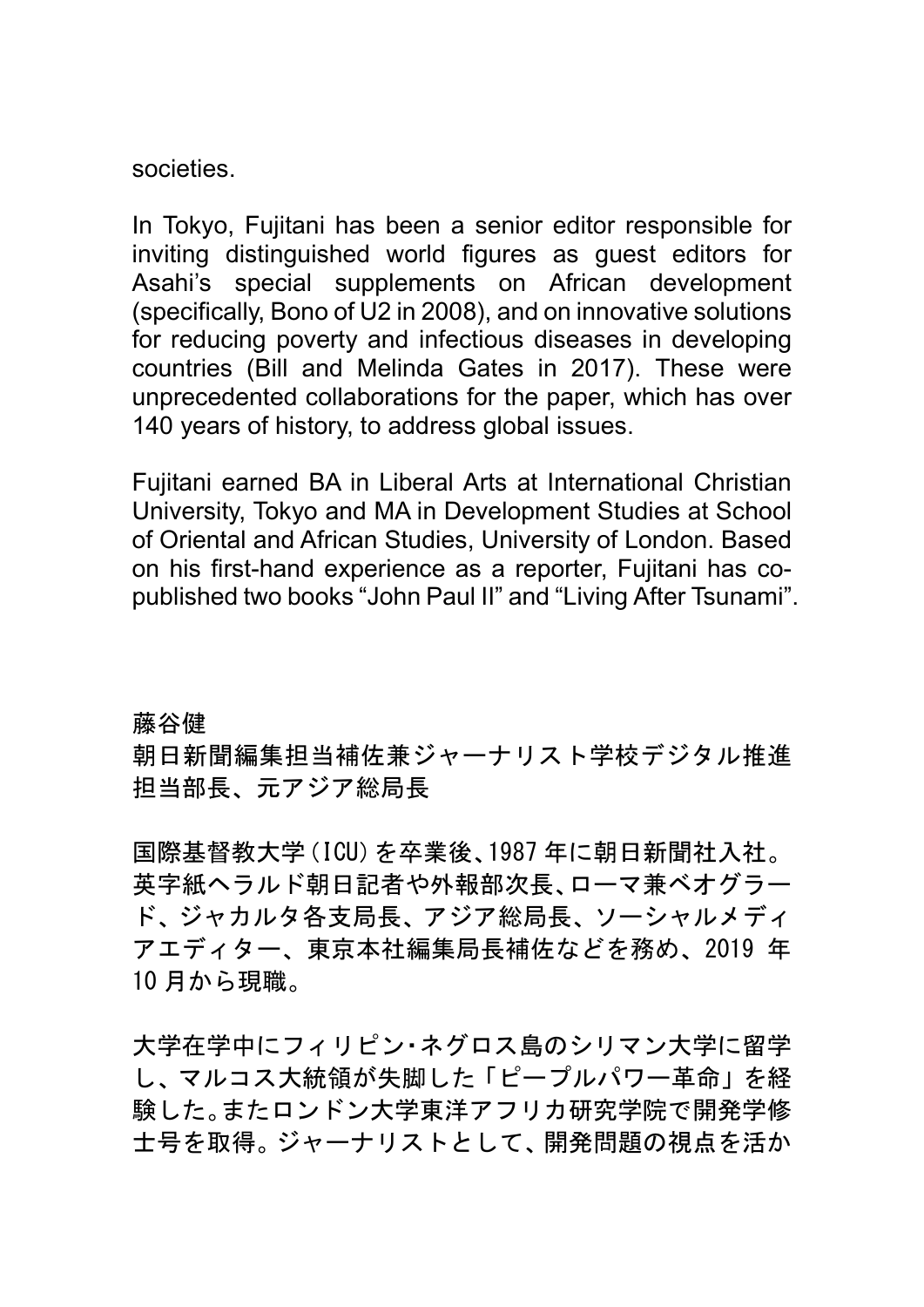societies.

In Tokyo, Fujitani has been a senior editor responsible for inviting distinguished world figures as guest editors for Asahi's special supplements on African development (specifically, Bono of U2 in 2008), and on innovative solutions for reducing poverty and infectious diseases in developing countries (Bill and Melinda Gates in 2017). These were unprecedented collaborations for the paper, which has over 140 years of history, to address global issues.

Fujitani earned BA in Liberal Arts at International Christian University, Tokyo and MA in Development Studies at School of Oriental and African Studies, University of London. Based on his first-hand experience as a reporter, Fujitani has co-published two books "John Paul II" and "Living After Tsunami".

藤谷健
朝日新聞編集担当補佐兼ジャーナリスト学校デジタル推進担当部長、元アジア総局長

国際基督教大学（ICU）を卒業後、1987 年に朝日新聞社入社。英字紙ヘラルド朝日記者や外報部次長、ローマ兼ベオグラード、ジャカルタ各支局長、アジア総局長、ソーシャルメディアエディター、東京本社編集局長補佐などを務め、2019 年 10 月から現職。

大学在学中にフィリピン・ネグロス島のシリマン大学に留学し、マルコス大統領が失脚した「ピープルパワー革命」を経験した。またロンドン大学東洋アフリカ研究学院で開発学修士号を取得。ジャーナリストとして、開発問題の視点を活か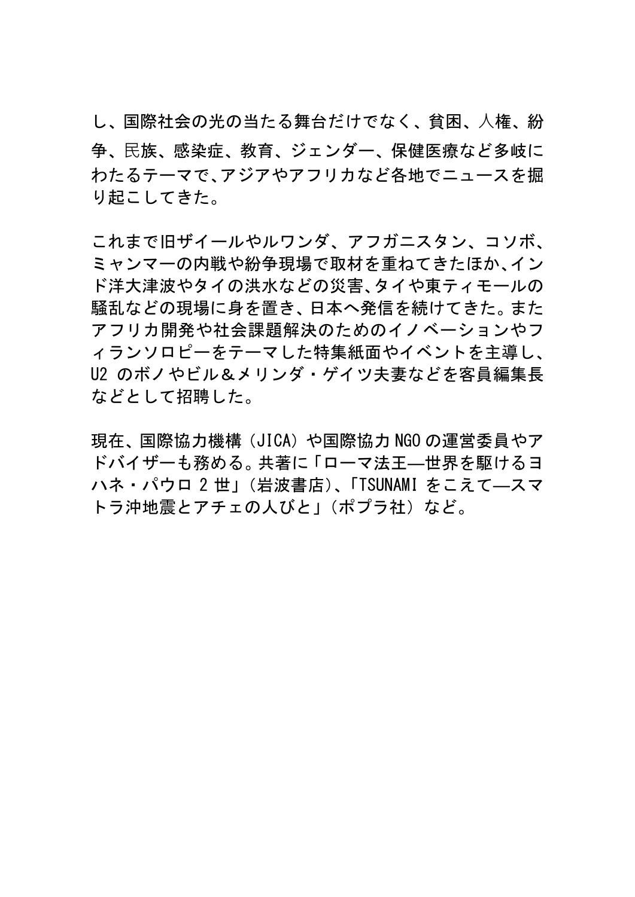し、国際社会の光の当たる舞台だけでなく、貧困、人権、紛争、民族、感染症、教育、ジェンダー、保健医療など多岐にわたるテーマで、アジアやアフリカなど各地でニュースを掘り起こしてきた。

これまで旧ザイールやルワンダ、アフガニスタン、コソボ、ミャンマーの内戦や紛争現場で取材を重ねてきたほか、インド洋大津波やタイの洪水などの災害、タイや東ティモールの騒乱などの現場に身を置き、日本へ発信を続けてきた。またアフリカ開発や社会課題解決のためのイノベーションやフィランソロピーをテーマした特集紙面やイベントを主導し、U2 のボノやビル＆メリンダ・ゲイツ夫妻などを客員編集長などとして招聘した。

現在、国際協力機構（JICA）や国際協力 NGO の運営委員やアドバイザーも務める。共著に「ローマ法王―世界を駆けるヨハネ・パウロ 2 世」（岩波書店）、「TSUNAMI をこえて―スマトラ沖地震とアチェの人びと」（ポプラ社）など。